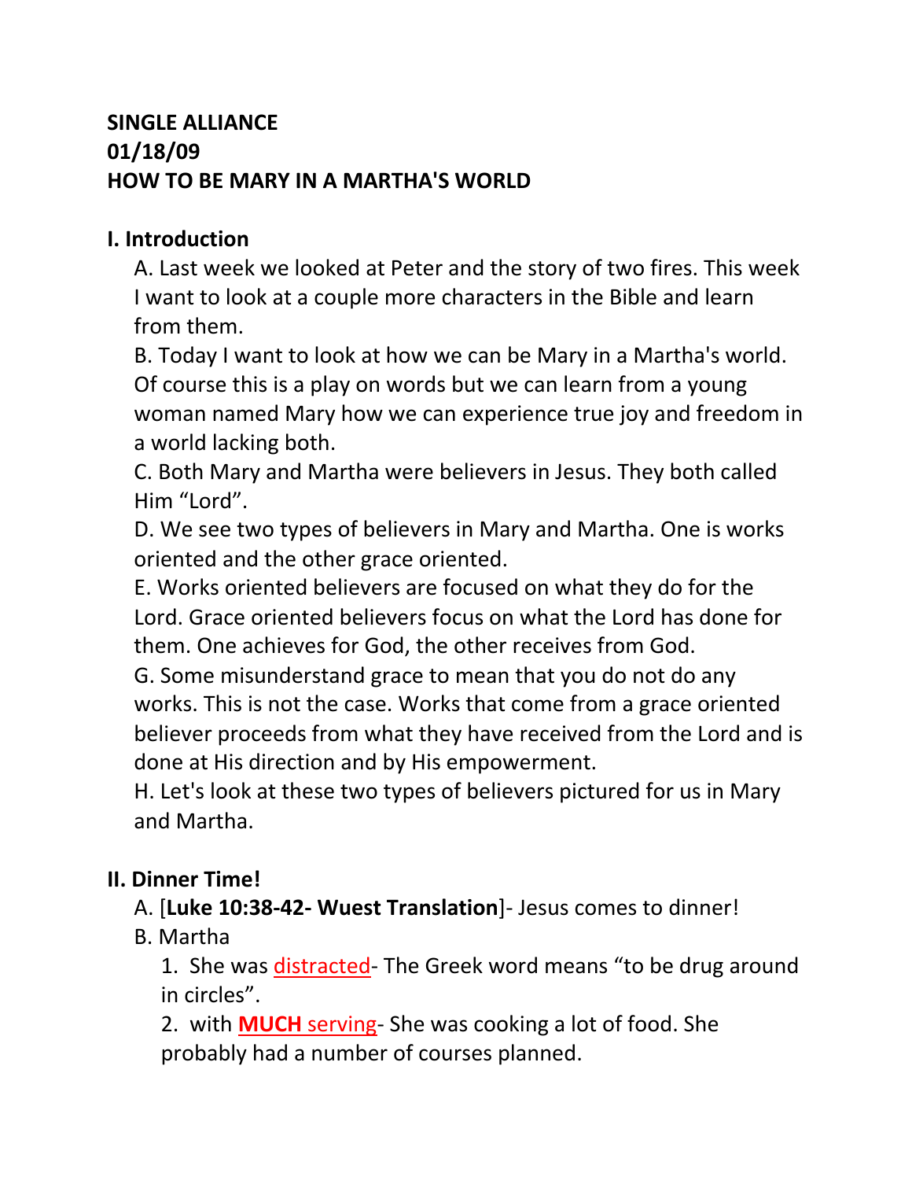**SINGLE ALLIANCE**
**01/18/09**
**HOW TO BE MARY IN A MARTHA'S WORLD**

**I. Introduction**

A. Last week we looked at Peter and the story of two fires. This week I want to look at a couple more characters in the Bible and learn from them.

B. Today I want to look at how we can be Mary in a Martha's world. Of course this is a play on words but we can learn from a young woman named Mary how we can experience true joy and freedom in a world lacking both.

C. Both Mary and Martha were believers in Jesus. They both called Him "Lord".

D. We see two types of believers in Mary and Martha. One is works oriented and the other grace oriented.

E. Works oriented believers are focused on what they do for the Lord. Grace oriented believers focus on what the Lord has done for them. One achieves for God, the other receives from God.

G. Some misunderstand grace to mean that you do not do any works. This is not the case. Works that come from a grace oriented believer proceeds from what they have received from the Lord and is done at His direction and by His empowerment.

H. Let's look at these two types of believers pictured for us in Mary and Martha.

**II. Dinner Time!**

A. [**Luke 10:38-42- Wuest Translation**]- Jesus comes to dinner!

B. Martha

1. She was distracted- The Greek word means "to be drug around in circles".

2. with **MUCH** serving- She was cooking a lot of food. She probably had a number of courses planned.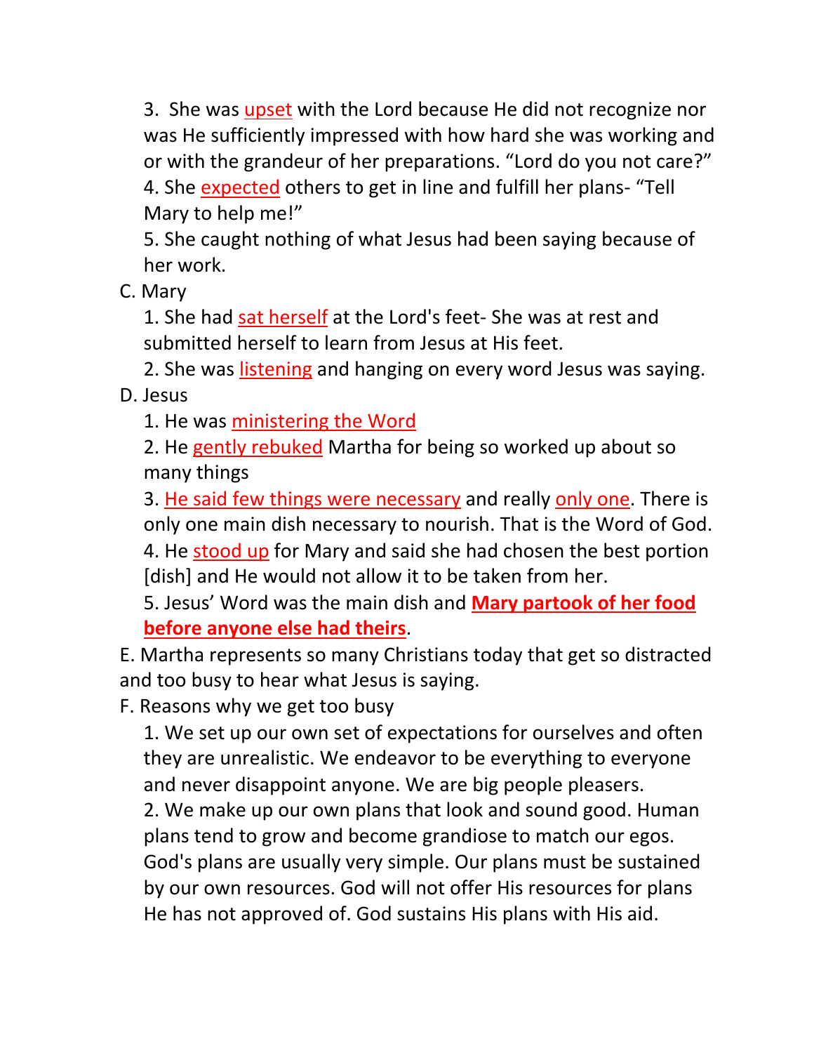3. She was upset with the Lord because He did not recognize nor was He sufficiently impressed with how hard she was working and or with the grandeur of her preparations. "Lord do you not care?"
4. She expected others to get in line and fulfill her plans- "Tell Mary to help me!"
5. She caught nothing of what Jesus had been saying because of her work.

C. Mary
   1. She had sat herself at the Lord's feet- She was at rest and submitted herself to learn from Jesus at His feet.
   2. She was listening and hanging on every word Jesus was saying.

D. Jesus
   1. He was ministering the Word
   2. He gently rebuked Martha for being so worked up about so many things
   3. He said few things were necessary and really only one. There is only one main dish necessary to nourish. That is the Word of God.
   4. He stood up for Mary and said she had chosen the best portion [dish] and He would not allow it to be taken from her.
   5. Jesus' Word was the main dish and **Mary partook of her food before anyone else had theirs**.

E. Martha represents so many Christians today that get so distracted and too busy to hear what Jesus is saying.

F. Reasons why we get too busy
   1. We set up our own set of expectations for ourselves and often they are unrealistic. We endeavor to be everything to everyone and never disappoint anyone. We are big people pleasers.
   2. We make up our own plans that look and sound good. Human plans tend to grow and become grandiose to match our egos. God's plans are usually very simple. Our plans must be sustained by our own resources. God will not offer His resources for plans He has not approved of. God sustains His plans with His aid.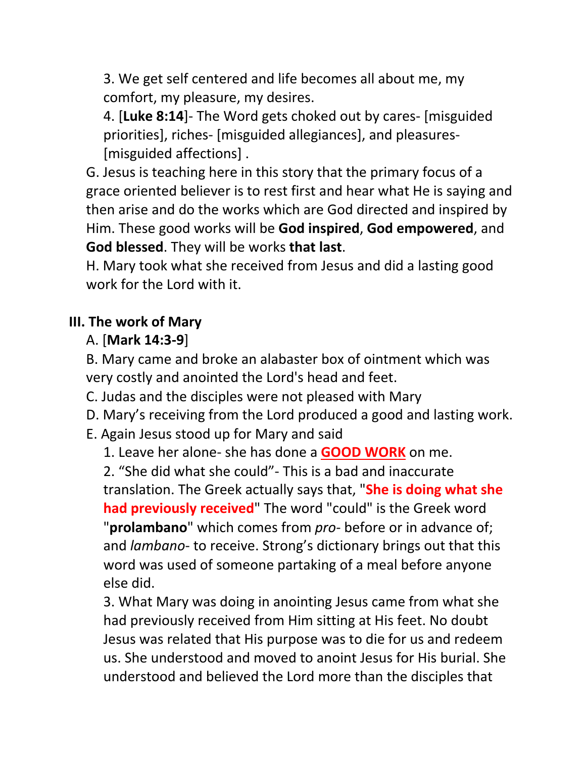3. We get self centered and life becomes all about me, my comfort, my pleasure, my desires.

4. [**Luke 8:14**]- The Word gets choked out by cares- [misguided priorities], riches- [misguided allegiances], and pleasures- [misguided affections] .

G. Jesus is teaching here in this story that the primary focus of a grace oriented believer is to rest first and hear what He is saying and then arise and do the works which are God directed and inspired by Him. These good works will be **God inspired**, **God empowered**, and **God blessed**. They will be works **that last**.

H. Mary took what she received from Jesus and did a lasting good work for the Lord with it.

## III. The work of Mary

A. [**Mark 14:3-9**]

B. Mary came and broke an alabaster box of ointment which was very costly and anointed the Lord's head and feet.

C. Judas and the disciples were not pleased with Mary

D. Mary's receiving from the Lord produced a good and lasting work.

E. Again Jesus stood up for Mary and said

1. Leave her alone- she has done a **GOOD WORK** on me.

2. "She did what she could"- This is a bad and inaccurate translation. The Greek actually says that, "**She is doing what she had previously received**" The word "could" is the Greek word "**prolambano**" which comes from *pro*- before or in advance of; and *lambano*- to receive. Strong's dictionary brings out that this word was used of someone partaking of a meal before anyone else did.

3. What Mary was doing in anointing Jesus came from what she had previously received from Him sitting at His feet. No doubt Jesus was related that His purpose was to die for us and redeem us. She understood and moved to anoint Jesus for His burial. She understood and believed the Lord more than the disciples that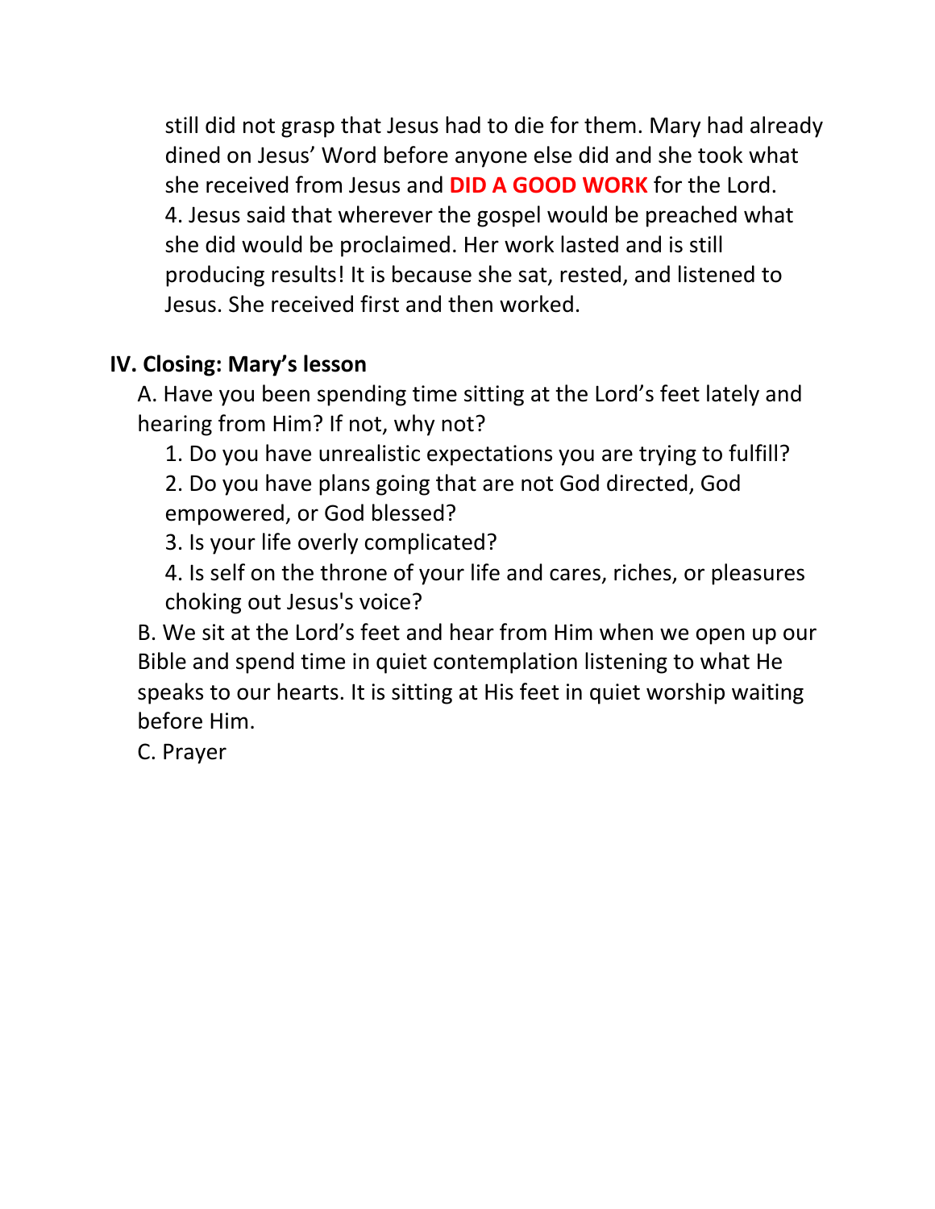still did not grasp that Jesus had to die for them. Mary had already dined on Jesus' Word before anyone else did and she took what she received from Jesus and **DID A GOOD WORK** for the Lord.

4. Jesus said that wherever the gospel would be preached what she did would be proclaimed. Her work lasted and is still producing results! It is because she sat, rested, and listened to Jesus. She received first and then worked.

**IV. Closing: Mary's lesson**

A. Have you been spending time sitting at the Lord's feet lately and hearing from Him? If not, why not?

1. Do you have unrealistic expectations you are trying to fulfill?

2. Do you have plans going that are not God directed, God empowered, or God blessed?

3. Is your life overly complicated?

4. Is self on the throne of your life and cares, riches, or pleasures choking out Jesus's voice?

B. We sit at the Lord's feet and hear from Him when we open up our Bible and spend time in quiet contemplation listening to what He speaks to our hearts. It is sitting at His feet in quiet worship waiting before Him.

C. Prayer